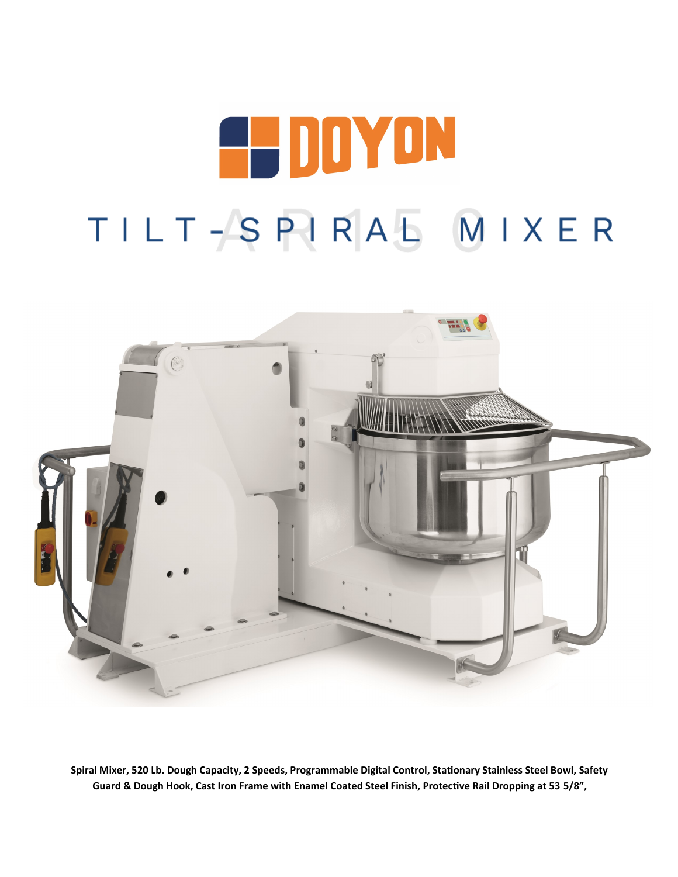# DOYON

## TILT-SPIRAL MIXER

AR150

**Spiral Mixer, 520 Lb. Dough Capacity, 2 Speeds, Programmable Digital Control, Stationary Stainless Steel Bowl, Safety Guard & Dough Hook, Cast Iron Frame with Enamel Coated Steel Finish, Protective Rail Dropping at 53 5/8",**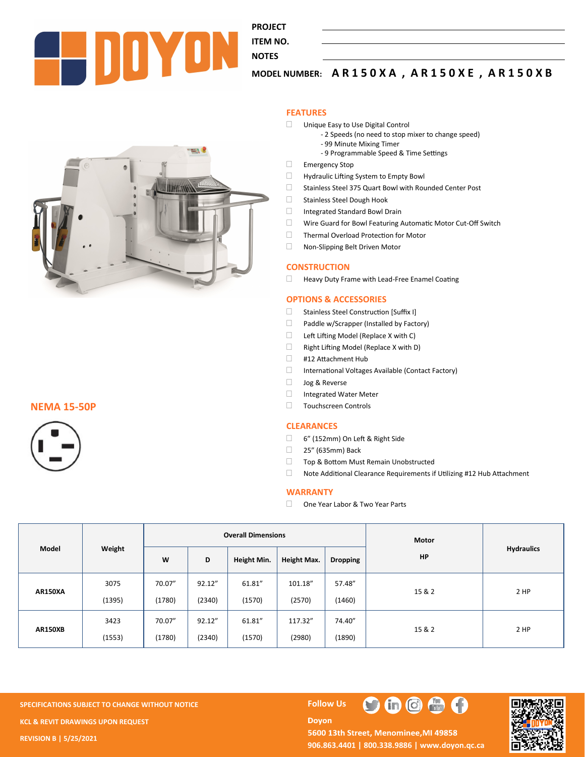PROJECT

ITEM NO.

NOTES

MODEL NUMBER: **AR150XA, AR150XE, AR150XB**

## FEATURES

- Unique Easy to Use Digital Control
  - 2 Speeds (no need to stop mixer to change speed)
  - 99 Minute Mixing Timer
  - 9 Programmable Speed & Time Settings
- Emergency Stop
- Hydraulic Lifting System to Empty Bowl
- Stainless Steel 375 Quart Bowl with Rounded Center Post
- Stainless Steel Dough Hook
- Integrated Standard Bowl Drain
- Wire Guard for Bowl Featuring Automatic Motor Cut-Off Switch
- Thermal Overload Protection for Motor
- Non-Slipping Belt Driven Motor

## CONSTRUCTION

- Heavy Duty Frame with Lead-Free Enamel Coating

## OPTIONS & ACCESSORIES

- Stainless Steel Construction [Suffix I]
- Paddle w/Scrapper (Installed by Factory)
- Left Lifting Model (Replace X with C)
- Right Lifting Model (Replace X with D)
- #12 Attachment Hub
- International Voltages Available (Contact Factory)
- Jog & Reverse
- Integrated Water Meter
- Touchscreen Controls

## NEMA 15-50P

## CLEARANCES

- 6" (152mm) On Left & Right Side
- 25" (635mm) Back
- Top & Bottom Must Remain Unobstructed
- Note Additional Clearance Requirements if Utilizing #12 Hub Attachment

## WARRANTY

- One Year Labor & Two Year Parts

| Model | Weight | Overall Dimensions | | | | | Motor HP | Hydraulics |
|---|---|---|---|---|---|---|---|---|
| | | W | D | Height Min. | Height Max. | Dropping | | |
| AR150XA | 3075 (1395) | 70.07" (1780) | 92.12" (2340) | 61.81" (1570) | 101.18" (2570) | 57.48" (1460) | 15 & 2 | 2 HP |
| AR150XB | 3423 (1553) | 70.07" (1780) | 92.12" (2340) | 61.81" (1570) | 117.32" (2980) | 74.40" (1890) | 15 & 2 | 2 HP |

SPECIFICATIONS SUBJECT TO CHANGE WITHOUT NOTICE

KCL & REVIT DRAWINGS UPON REQUEST

REVISION B | 5/25/2021

Follow Us

Doyon
5600 13th Street, Menominee, MI 49858
906.863.4401 | 800.338.9886 | www.doyon.qc.ca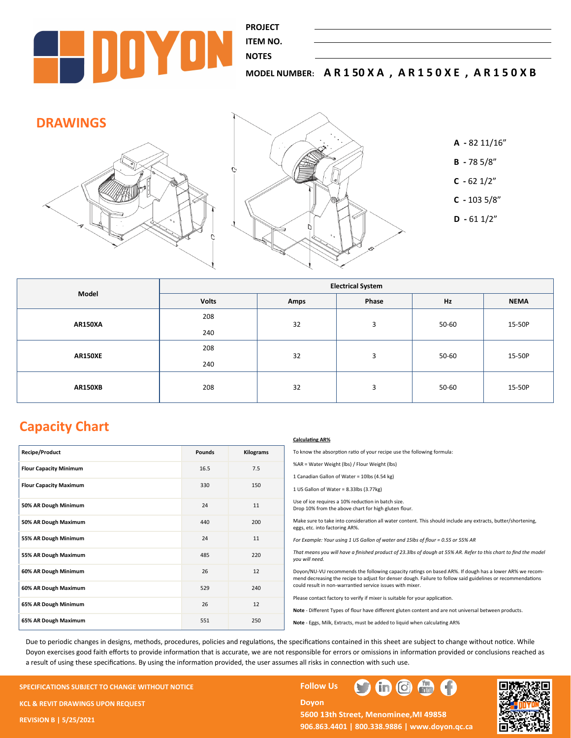PROJECT

ITEM NO.

NOTES

MODEL NUMBER: **AR150XA, AR150XE, AR150XB**

## DRAWINGS

**A** - 82 11/16”

**B** - 78 5/8”

**C** - 62 1/2”

**C** - 103 5/8”

**D** - 61 1/2”

| Model | Electrical System | | | | |
|---|---|---|---|---|---|
| | Volts | Amps | Phase | Hz | NEMA |
| AR150XA | 208<br>240 | 32 | 3 | 50-60 | 15-50P |
| AR150XE | 208<br>240 | 32 | 3 | 50-60 | 15-50P |
| AR150XB | 208 | 32 | 3 | 50-60 | 15-50P |

## Capacity Chart

| Recipe/Product | Pounds | Kilograms |
|---|---|---|
| Flour Capacity Minimum | 16.5 | 7.5 |
| Flour Capacity Maximum | 330 | 150 |
| 50% AR Dough Minimum | 24 | 11 |
| 50% AR Dough Maximum | 440 | 200 |
| 55% AR Dough Minimum | 24 | 11 |
| 55% AR Dough Maximum | 485 | 220 |
| 60% AR Dough Minimum | 26 | 12 |
| 60% AR Dough Maximum | 529 | 240 |
| 65% AR Dough Minimum | 26 | 12 |
| 65% AR Dough Maximum | 551 | 250 |

**Calculating AR%**

To know the absorption ratio of your recipe use the following formula:

%AR = Water Weight (lbs) / Flour Weight (lbs)

1 Canadian Gallon of Water = 10lbs (4.54 kg)

1 US Gallon of Water = 8.33lbs (3.77kg)

Use of ice requires a 10% reduction in batch size.
Drop 10% from the above chart for high gluten flour.

Make sure to take into consideration all water content. This should include any extracts, butter/shortening, eggs, etc. into factoring AR%.

*For Example: Your using 1 US Gallon of water and 15lbs of flour = 0.55 or 55% AR*

*That means you will have a finished product of 23.3lbs of dough at 55% AR. Refer to this chart to find the model you will need.*

Doyon/NU-VU recommends the following capacity ratings on based AR%. If dough has a lower AR% we recommend decreasing the recipe to adjust for denser dough. Failure to follow said guidelines or recommendations could result in non-warrantied service issues with mixer.

Please contact factory to verify if mixer is suitable for your application.

**Note** - Different Types of flour have different gluten content and are not universal between products.

**Note** - Eggs, Milk, Extracts, must be added to liquid when calculating AR%

Due to periodic changes in designs, methods, procedures, policies and regulations, the specifications contained in this sheet are subject to change without notice. While Doyon exercises good faith efforts to provide information that is accurate, we are not responsible for errors or omissions in information provided or conclusions reached as a result of using these specifications. By using the information provided, the user assumes all risks in connection with such use.

**SPECIFICATIONS SUBJECT TO CHANGE WITHOUT NOTICE**

**KCL & REVIT DRAWINGS UPON REQUEST**

**REVISION B | 5/25/2021**

**Follow Us**

**Doyon**
**5600 13th Street, Menominee,MI 49858**
**906.863.4401 | 800.338.9886 | www.doyon.qc.ca**